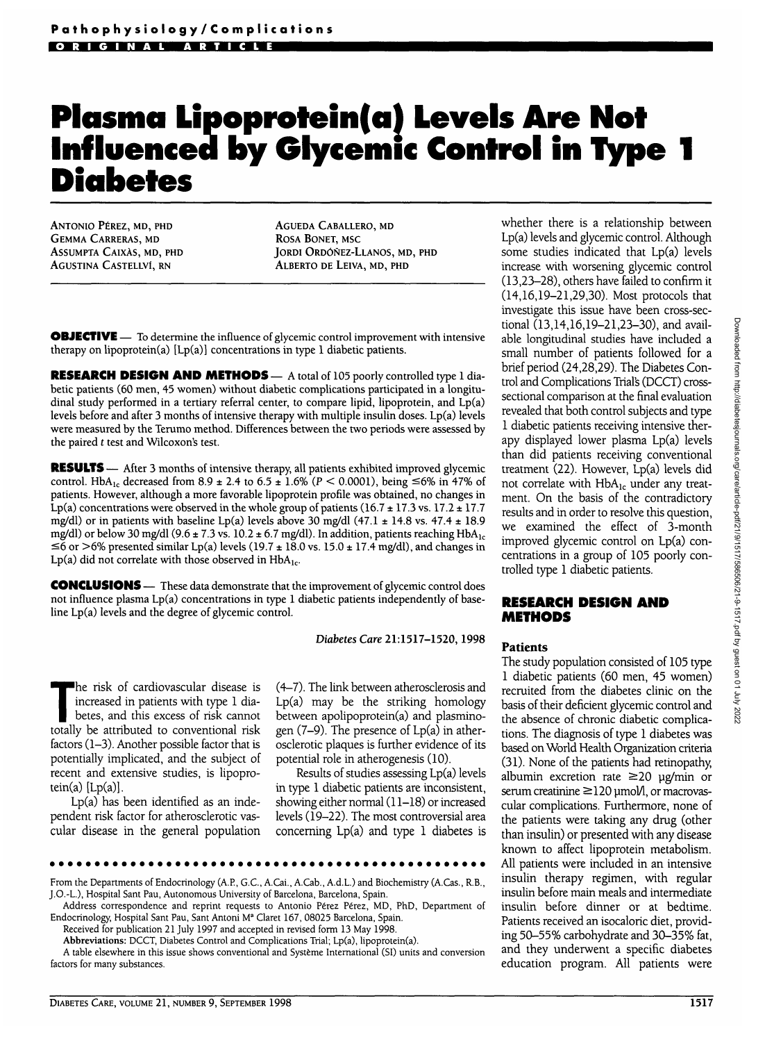# Plasma Lipoprotein(a) Levels Are Not Influenced by Glycemic Control in Type 1 Diabetes

ANTONIO PÉREZ, MD, PHD
GEMMA CARRERAS, MD
ASSUMPTA CAIXÀS, MD, PHD
AGUSTINA CASTELLVÍ, RN
AGUEDA CABALLERO, MD
ROSA BONET, MSC
JORDI ORDÓÑEZ-LLANOS, MD, PHD
ALBERTO DE LEIVA, MD, PHD

**OBJECTIVE** — To determine the influence of glycemic control improvement with intensive therapy on lipoprotein(a) [Lp(a)] concentrations in type 1 diabetic patients.

**RESEARCH DESIGN AND METHODS** — A total of 105 poorly controlled type 1 diabetic patients (60 men, 45 women) without diabetic complications participated in a longitudinal study performed in a tertiary referral center, to compare lipid, lipoprotein, and Lp(a) levels before and after 3 months of intensive therapy with multiple insulin doses. Lp(a) levels were measured by the Terumo method. Differences between the two periods were assessed by the paired *t* test and Wilcoxon's test.

**RESULTS** — After 3 months of intensive therapy, all patients exhibited improved glycemic control. $HbA_{1c}$ decreased from 8.9 ± 2.4 to 6.5 ± 1.6% ($P < 0.0001$), being ≤6% in 47% of patients. However, although a more favorable lipoprotein profile was obtained, no changes in Lp(a) concentrations were observed in the whole group of patients (16.7 ± 17.3 vs. 17.2 ± 17.7 mg/dl) or in patients with baseline Lp(a) levels above 30 mg/dl (47.1 ± 14.8 vs. 47.4 ± 18.9 mg/dl) or below 30 mg/dl (9.6 ± 7.3 vs. 10.2 ± 6.7 mg/dl). In addition, patients reaching $HbA_{1c}$ ≤6 or >6% presented similar Lp(a) levels (19.7 ± 18.0 vs. 15.0 ± 17.4 mg/dl), and changes in Lp(a) did not correlate with those observed in $HbA_{1c}$.

**CONCLUSIONS** — These data demonstrate that the improvement of glycemic control does not influence plasma Lp(a) concentrations in type 1 diabetic patients independently of baseline Lp(a) levels and the degree of glycemic control.

*Diabetes Care* 21:1517–1520, 1998

The risk of cardiovascular disease is increased in patients with type 1 diabetes, and this excess of risk cannot totally be attributed to conventional risk factors (1–3). Another possible factor that is potentially implicated, and the subject of recent and extensive studies, is lipoprotein(a) [Lp(a)].

Lp(a) has been identified as an independent risk factor for atherosclerotic vascular disease in the general population (4–7). The link between atherosclerosis and Lp(a) may be the striking homology between apolipoprotein(a) and plasminogen (7–9). The presence of Lp(a) in atherosclerotic plaques is further evidence of its potential role in atherogenesis (10).

Results of studies assessing Lp(a) levels in type 1 diabetic patients are inconsistent, showing either normal (11–18) or increased levels (19–22). The most controversial area concerning Lp(a) and type 1 diabetes is whether there is a relationship between Lp(a) levels and glycemic control. Although some studies indicated that Lp(a) levels increase with worsening glycemic control (13,23–28), others have failed to confirm it (14,16,19–21,29,30). Most protocols that investigate this issue have been cross-sectional (13,14,16,19–21,23–30), and available longitudinal studies have included a small number of patients followed for a brief period (24,28,29). The Diabetes Control and Complications Trial's (DCCT) cross-sectional comparison at the final evaluation revealed that both control subjects and type 1 diabetic patients receiving intensive therapy displayed lower plasma Lp(a) levels than did patients receiving conventional treatment (22). However, Lp(a) levels did not correlate with $HbA_{1c}$ under any treatment. On the basis of the contradictory results and in order to resolve this question, we examined the effect of 3-month improved glycemic control on Lp(a) concentrations in a group of 105 poorly controlled type 1 diabetic patients.

## RESEARCH DESIGN AND METHODS

### Patients

The study population consisted of 105 type 1 diabetic patients (60 men, 45 women) recruited from the diabetes clinic on the basis of their deficient glycemic control and the absence of chronic diabetic complications. The diagnosis of type 1 diabetes was based on World Health Organization criteria (31). None of the patients had retinopathy, albumin excretion rate ≥20 µg/min or serum creatinine ≥120 µmol/l, or macrovascular complications. Furthermore, none of the patients were taking any drug (other than insulin) or presented with any disease known to affect lipoprotein metabolism. All patients were included in an intensive insulin therapy regimen, with regular insulin before main meals and intermediate insulin before dinner or at bedtime. Patients received an isocaloric diet, providing 50–55% carbohydrate and 30–35% fat, and they underwent a specific diabetes education program. All patients were

From the Departments of Endocrinology (A.P., G.C., A.Cai., A.Cab., A.d.L.) and Biochemistry (A.Cas., R.B., J.O.-L.), Hospital Sant Pau, Autonomous University of Barcelona, Barcelona, Spain.

Address correspondence and reprint requests to Antonio Pérez Pérez, MD, PhD, Department of Endocrinology, Hospital Sant Pau, Sant Antoni Mª Claret 167, 08025 Barcelona, Spain.

Received for publication 21 July 1997 and accepted in revised form 13 May 1998.

**Abbreviations:** DCCT, Diabetes Control and Complications Trial; Lp(a), lipoprotein(a).

A table elsewhere in this issue shows conventional and Système International (SI) units and conversion factors for many substances.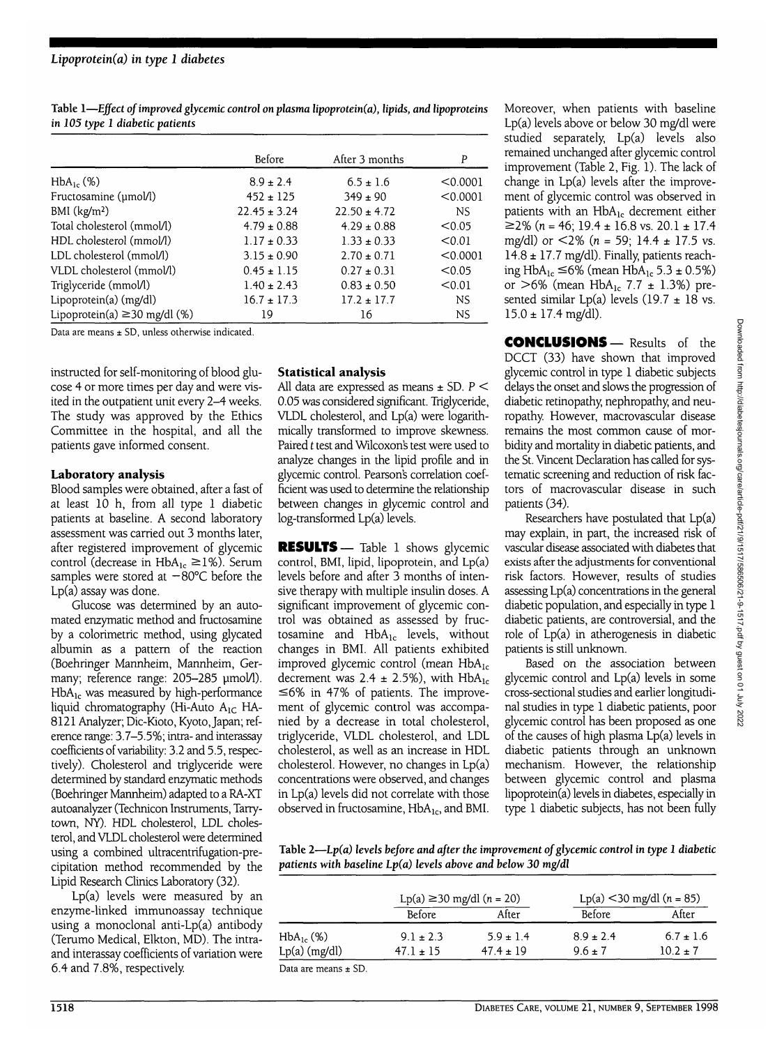**Table 1—*Effect of improved glycemic control on plasma lipoprotein(a), lipids, and lipoproteins in 105 type 1 diabetic patients***

| | Before | After 3 months | P |
|---|---|---|---|
| $HbA_{1c}$ (%) | 8.9 ± 2.4 | 6.5 ± 1.6 | <0.0001 |
| Fructosamine (μmol/l) | 452 ± 125 | 349 ± 90 | <0.0001 |
| BMI (kg/m²) | 22.45 ± 3.24 | 22.50 ± 4.72 | NS |
| Total cholesterol (mmol/l) | 4.79 ± 0.88 | 4.29 ± 0.88 | <0.05 |
| HDL cholesterol (mmol/l) | 1.17 ± 0.33 | 1.33 ± 0.33 | <0.01 |
| LDL cholesterol (mmol/l) | 3.15 ± 0.90 | 2.70 ± 0.71 | <0.0001 |
| VLDL cholesterol (mmol/l) | 0.45 ± 1.15 | 0.27 ± 0.31 | <0.05 |
| Triglyceride (mmol/l) | 1.40 ± 2.43 | 0.83 ± 0.50 | <0.01 |
| Lipoprotein(a) (mg/dl) | 16.7 ± 17.3 | 17.2 ± 17.7 | NS |
| Lipoprotein(a) ≥30 mg/dl (%) | 19 | 16 | NS |

Data are means ± SD, unless otherwise indicated.

instructed for self-monitoring of blood glucose 4 or more times per day and were visited in the outpatient unit every 2–4 weeks. The study was approved by the Ethics Committee in the hospital, and all the patients gave informed consent.

### Laboratory analysis

Blood samples were obtained, after a fast of at least 10 h, from all type 1 diabetic patients at baseline. A second laboratory assessment was carried out 3 months later, after registered improvement of glycemic control (decrease in $HbA_{1c}$ ≥1%). Serum samples were stored at −80°C before the Lp(a) assay was done.

Glucose was determined by an automated enzymatic method and fructosamine by a colorimetric method, using glycated albumin as a pattern of the reaction (Boehringer Mannheim, Mannheim, Germany; reference range: 205–285 μmol/l). $HbA_{1c}$ was measured by high-performance liquid chromatography (Hi-Auto $A_{1C}$ HA-8121 Analyzer; Dic-Kioto, Kyoto, Japan; reference range: 3.7–5.5%; intra- and interassay coefficients of variability: 3.2 and 5.5, respectively). Cholesterol and triglyceride were determined by standard enzymatic methods (Boehringer Mannheim) adapted to a RA-XT autoanalyzer (Technicon Instruments, Tarrytown, NY). HDL cholesterol, LDL cholesterol, and VLDL cholesterol were determined using a combined ultracentrifugation-precipitation method recommended by the Lipid Research Clinics Laboratory (32).

Lp(a) levels were measured by an enzyme-linked immunoassay technique using a monoclonal anti-Lp(a) antibody (Terumo Medical, Elkton, MD). The intra- and interassay coefficients of variation were 6.4 and 7.8%, respectively.

### Statistical analysis

All data are expressed as means ± SD. $P < 0.05$ was considered significant. Triglyceride, VLDL cholesterol, and Lp(a) were logarithmically transformed to improve skewness. Paired *t* test and Wilcoxon's test were used to analyze changes in the lipid profile and in glycemic control. Pearson's correlation coefficient was used to determine the relationship between changes in glycemic control and log-transformed Lp(a) levels.

## RESULTS

Table 1 shows glycemic control, BMI, lipid, lipoprotein, and Lp(a) levels before and after 3 months of intensive therapy with multiple insulin doses. A significant improvement of glycemic control was obtained as assessed by fructosamine and $HbA_{1c}$ levels, without changes in BMI. All patients exhibited improved glycemic control (mean $HbA_{1c}$ decrement was 2.4 ± 2.5%), with $HbA_{1c}$ ≤6% in 47% of patients. The improvement of glycemic control was accompanied by a decrease in total cholesterol, triglyceride, VLDL cholesterol, and LDL cholesterol, as well as an increase in HDL cholesterol. However, no changes in Lp(a) concentrations were observed, and changes in Lp(a) levels did not correlate with those observed in fructosamine, $HbA_{1c}$, and BMI. Moreover, when patients with baseline Lp(a) levels above or below 30 mg/dl were studied separately, Lp(a) levels also remained unchanged after glycemic control improvement (Table 2, Fig. 1). The lack of change in Lp(a) levels after the improvement of glycemic control was observed in patients with an $HbA_{1c}$ decrement either ≥2% ($n$ = 46; 19.4 ± 16.8 vs. 20.1 ± 17.4 mg/dl) or <2% ($n$ = 59; 14.4 ± 17.5 vs. 14.8 ± 17.7 mg/dl). Finally, patients reaching $HbA_{1c}$ ≤6% (mean $HbA_{1c}$ 5.3 ± 0.5%) or >6% (mean $HbA_{1c}$ 7.7 ± 1.3%) presented similar Lp(a) levels (19.7 ± 18 vs. 15.0 ± 17.4 mg/dl).

## CONCLUSIONS

Results of the DCCT (33) have shown that improved glycemic control in type 1 diabetic subjects delays the onset and slows the progression of diabetic retinopathy, nephropathy, and neuropathy. However, macrovascular disease remains the most common cause of morbidity and mortality in diabetic patients, and the St. Vincent Declaration has called for systematic screening and reduction of risk factors of macrovascular disease in such patients (34).

Researchers have postulated that Lp(a) may explain, in part, the increased risk of vascular disease associated with diabetes that exists after the adjustments for conventional risk factors. However, results of studies assessing Lp(a) concentrations in the general diabetic population, and especially in type 1 diabetic patients, are controversial, and the role of Lp(a) in atherogenesis in diabetic patients is still unknown.

Based on the association between glycemic control and Lp(a) levels in some cross-sectional studies and earlier longitudinal studies in type 1 diabetic patients, poor glycemic control has been proposed as one of the causes of high plasma Lp(a) levels in diabetic patients through an unknown mechanism. However, the relationship between glycemic control and plasma lipoprotein(a) levels in diabetes, especially in type 1 diabetic subjects, has not been fully

**Table 2—*Lp(a) levels before and after the improvement of glycemic control in type 1 diabetic patients with baseline Lp(a) levels above and below 30 mg/dl***

| | Lp(a) ≥30 mg/dl (n = 20) | | Lp(a) <30 mg/dl (n = 85) | |
|---|---|---|---|---|
| | Before | After | Before | After |
| $HbA_{1c}$ (%) | 9.1 ± 2.3 | 5.9 ± 1.4 | 8.9 ± 2.4 | 6.7 ± 1.6 |
| Lp(a) (mg/dl) | 47.1 ± 15 | 47.4 ± 19 | 9.6 ± 7 | 10.2 ± 7 |

Data are means ± SD.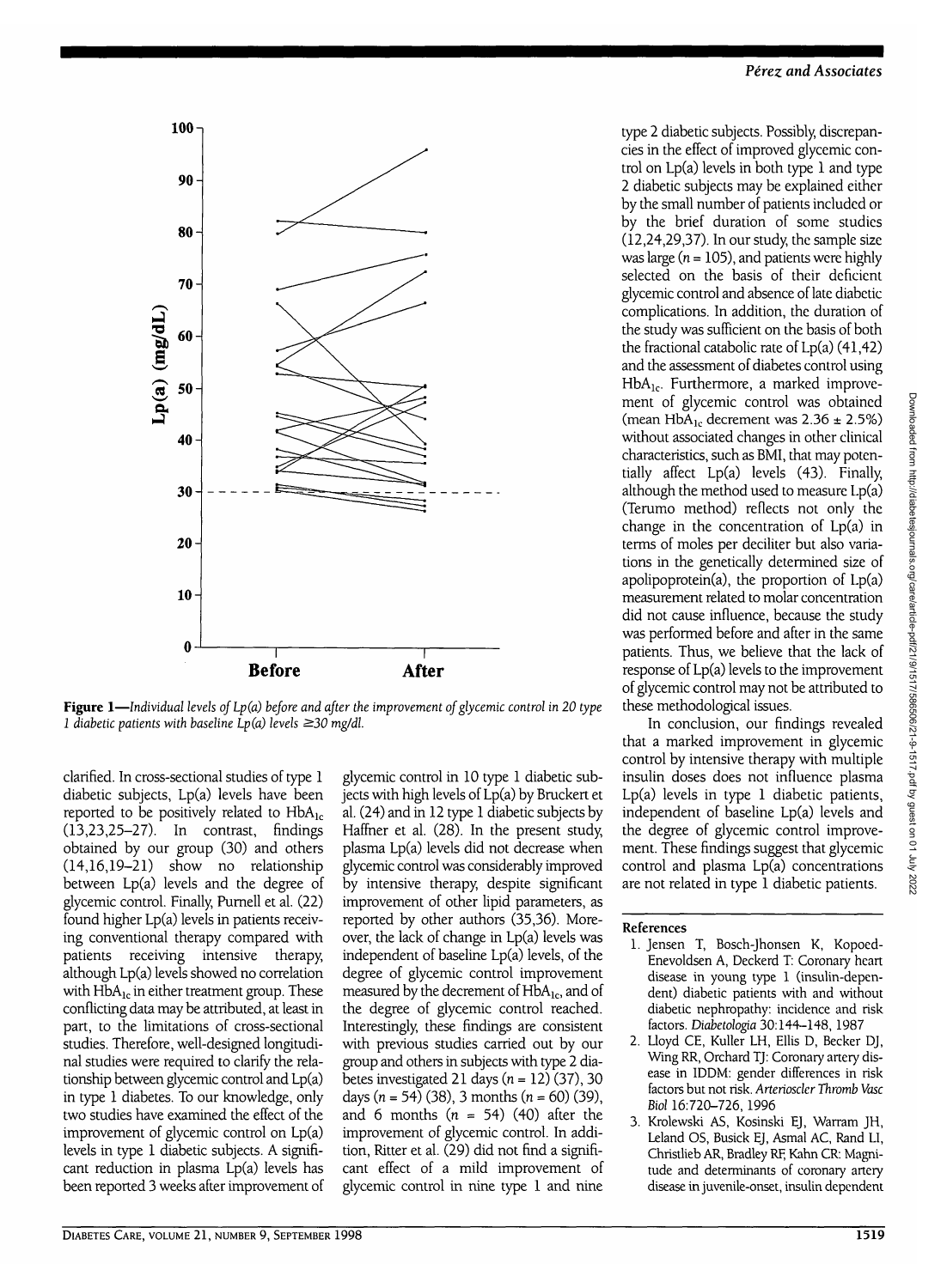**Figure 1**—*Individual levels of Lp(a) before and after the improvement of glycemic control in 20 type 1 diabetic patients with baseline Lp(a) levels ≥30 mg/dl.*

clarified. In cross-sectional studies of type 1 diabetic subjects, Lp(a) levels have been reported to be positively related to $HbA_{1c}$ (13,23,25–27). In contrast, findings obtained by our group (30) and others (14,16,19–21) show no relationship between Lp(a) levels and the degree of glycemic control. Finally, Purnell et al. (22) found higher Lp(a) levels in patients receiving conventional therapy compared with patients receiving intensive therapy, although Lp(a) levels showed no correlation with $HbA_{1c}$ in either treatment group. These conflicting data may be attributed, at least in part, to the limitations of cross-sectional studies. Therefore, well-designed longitudinal studies were required to clarify the relationship between glycemic control and Lp(a) in type 1 diabetes. To our knowledge, only two studies have examined the effect of the improvement of glycemic control on Lp(a) levels in type 1 diabetic subjects. A significant reduction in plasma Lp(a) levels has been reported 3 weeks after improvement of glycemic control in 10 type 1 diabetic subjects with high levels of Lp(a) by Bruckert et al. (24) and in 12 type 1 diabetic subjects by Haffner et al. (28). In the present study, plasma Lp(a) levels did not decrease when glycemic control was considerably improved by intensive therapy, despite significant improvement of other lipid parameters, as reported by other authors (35,36). Moreover, the lack of change in Lp(a) levels was independent of baseline Lp(a) levels, of the degree of glycemic control improvement measured by the decrement of $HbA_{1c}$, and of the degree of glycemic control reached. Interestingly, these findings are consistent with previous studies carried out by our group and others in subjects with type 2 diabetes investigated 21 days ($n$ = 12) (37), 30 days ($n$ = 54) (38), 3 months ($n$ = 60) (39), and 6 months ($n$ = 54) (40) after the improvement of glycemic control. In addition, Ritter et al. (29) did not find a significant effect of a mild improvement of glycemic control in nine type 1 and nine type 2 diabetic subjects. Possibly, discrepancies in the effect of improved glycemic control on Lp(a) levels in both type 1 and type 2 diabetic subjects may be explained either by the small number of patients included or by the brief duration of some studies (12,24,29,37). In our study, the sample size was large ($n$ = 105), and patients were highly selected on the basis of their deficient glycemic control and absence of late diabetic complications. In addition, the duration of the study was sufficient on the basis of both the fractional catabolic rate of Lp(a) (41,42) and the assessment of diabetes control using $HbA_{1c}$. Furthermore, a marked improvement of glycemic control was obtained (mean $HbA_{1c}$ decrement was 2.36 ± 2.5%) without associated changes in other clinical characteristics, such as BMI, that may potentially affect Lp(a) levels (43). Finally, although the method used to measure Lp(a) (Terumo method) reflects not only the change in the concentration of Lp(a) in terms of moles per deciliter but also variations in the genetically determined size of apolipoprotein(a), the proportion of Lp(a) measurement related to molar concentration did not cause influence, because the study was performed before and after in the same patients. Thus, we believe that the lack of response of Lp(a) levels to the improvement of glycemic control may not be attributed to these methodological issues.

In conclusion, our findings revealed that a marked improvement in glycemic control by intensive therapy with multiple insulin doses does not influence plasma Lp(a) levels in type 1 diabetic patients, independent of baseline Lp(a) levels and the degree of glycemic control improvement. These findings suggest that glycemic control and plasma Lp(a) concentrations are not related in type 1 diabetic patients.

## References

1. Jensen T, Bosch-Jhonsen K, Kopoed-Enevoldsen A, Deckerd T: Coronary heart disease in young type 1 (insulin-dependent) diabetic patients with and without diabetic nephropathy: incidence and risk factors. *Diabetologia* 30:144–148, 1987
2. Lloyd CE, Kuller LH, Ellis D, Becker DJ, Wing RR, Orchard TJ: Coronary artery disease in IDDM: gender differences in risk factors but not risk. *Arterioscler Thromb Vasc Biol* 16:720–726, 1996
3. Krolewski AS, Kosinski EJ, Warram JH, Leland OS, Busick EJ, Asmal AC, Rand LI, Christlieb AR, Bradley RF, Kahn CR: Magnitude and determinants of coronary artery disease in juvenile-onset, insulin dependent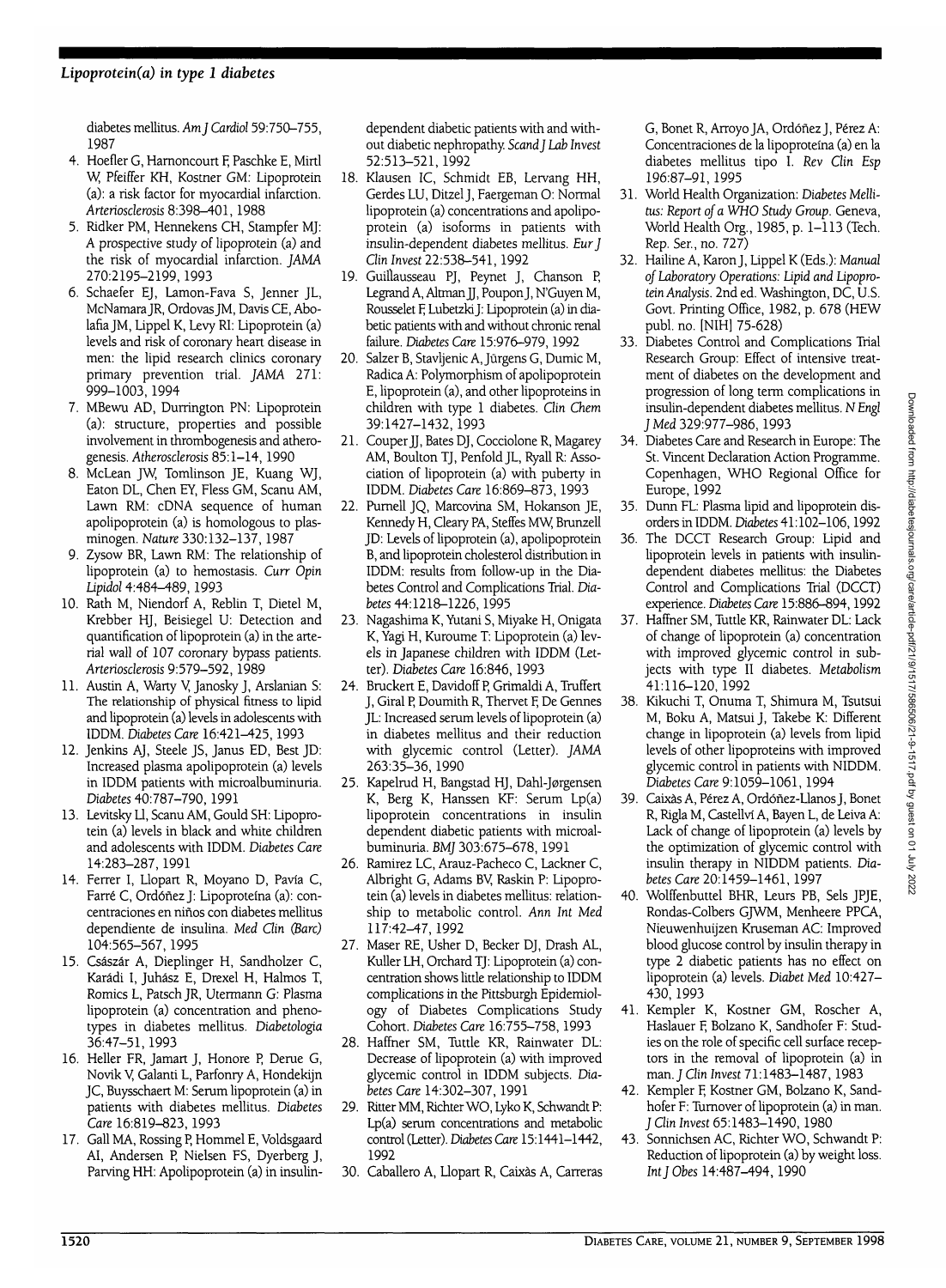diabetes mellitus. *Am J Cardiol* 59:750–755, 1987

4. Hoefler G, Harnoncourt F, Paschke E, Mirtl W, Pfeiffer KH, Kostner GM: Lipoprotein (a): a risk factor for myocardial infarction. *Arteriosclerosis* 8:398–401, 1988
5. Ridker PM, Hennekens CH, Stampfer MJ: A prospective study of lipoprotein (a) and the risk of myocardial infarction. *JAMA* 270:2195–2199, 1993
6. Schaefer EJ, Lamon-Fava S, Jenner JL, McNamara JR, Ordovas JM, Davis CE, Abolafia JM, Lippel K, Levy RI: Lipoprotein (a) levels and risk of coronary heart disease in men: the lipid research clinics coronary primary prevention trial. *JAMA* 271: 999–1003, 1994
7. MBewu AD, Durrington PN: Lipoprotein (a): structure, properties and possible involvement in thrombogenesis and atherogenesis. *Atherosclerosis* 85:1–14, 1990
8. McLean JW, Tomlinson JE, Kuang WJ, Eaton DL, Chen EY, Fless GM, Scanu AM, Lawn RM: cDNA sequence of human apolipoprotein (a) is homologous to plasminogen. *Nature* 330:132–137, 1987
9. Zysow BR, Lawn RM: The relationship of lipoprotein (a) to hemostasis. *Curr Opin Lipidol* 4:484–489, 1993
10. Rath M, Niendorf A, Reblin T, Dietel M, Krebber HJ, Beisiegel U: Detection and quantification of lipoprotein (a) in the arterial wall of 107 coronary bypass patients. *Arteriosclerosis* 9:579–592, 1989
11. Austin A, Warty V, Janosky J, Arslanian S: The relationship of physical fitness to lipid and lipoprotein (a) levels in adolescents with IDDM. *Diabetes Care* 16:421–425, 1993
12. Jenkins AJ, Steele JS, Janus ED, Best JD: Increased plasma apolipoprotein (a) levels in IDDM patients with microalbuminuria. *Diabetes* 40:787–790, 1991
13. Levitsky LI, Scanu AM, Gould SH: Lipoprotein (a) levels in black and white children and adolescents with IDDM. *Diabetes Care* 14:283–287, 1991
14. Ferrer I, Llopart R, Moyano D, Pavía C, Farré C, Ordóñez J: Lipoproteína (a): concentraciones en niños con diabetes mellitus dependiente de insulina. *Med Clin (Barc)* 104:565–567, 1995
15. Császár A, Dieplinger H, Sandholzer C, Karádi I, Juhász E, Drexel H, Halmos T, Romics L, Patsch JR, Utermann G: Plasma lipoprotein (a) concentration and phenotypes in diabetes mellitus. *Diabetologia* 36:47–51, 1993
16. Heller FR, Jamart J, Honore P, Derue G, Novik V, Galanti L, Parfonry A, Hondekijn JC, Buysschaert M: Serum lipoprotein (a) in patients with diabetes mellitus. *Diabetes Care* 16:819–823, 1993
17. Gall MA, Rossing P, Hommel E, Voldsgaard AI, Andersen P, Nielsen FS, Dyerberg J, Parving HH: Apolipoprotein (a) in insulin-dependent diabetic patients with and without diabetic nephropathy. *Scand J Lab Invest* 52:513–521, 1992
18. Klausen IC, Schmidt EB, Lervang HH, Gerdes LU, Ditzel J, Faergeman O: Normal lipoprotein (a) concentrations and apolipoprotein (a) isoforms in patients with insulin-dependent diabetes mellitus. *Eur J Clin Invest* 22:538–541, 1992
19. Guillausseau PJ, Peynet J, Chanson P, Legrand A, Altman JJ, Poupon J, N'Guyen M, Rousselet F, Lubetzki J: Lipoprotein (a) in diabetic patients with and without chronic renal failure. *Diabetes Care* 15:976–979, 1992
20. Salzer B, Stavljenic A, Jürgens G, Dumic M, Radica A: Polymorphism of apolipoprotein E, lipoprotein (a), and other lipoproteins in children with type 1 diabetes. *Clin Chem* 39:1427–1432, 1993
21. Couper JJ, Bates DJ, Cocciolone R, Magarey AM, Boulton TJ, Penfold JL, Ryall R: Association of lipoprotein (a) with puberty in IDDM. *Diabetes Care* 16:869–873, 1993
22. Purnell JQ, Marcovina SM, Hokanson JE, Kennedy H, Cleary PA, Steffes MW, Brunzell JD: Levels of lipoprotein (a), apolipoprotein B, and lipoprotein cholesterol distribution in IDDM: results from follow-up in the Diabetes Control and Complications Trial. *Diabetes* 44:1218–1226, 1995
23. Nagashima K, Yutani S, Miyake H, Onigata K, Yagi H, Kuroume T: Lipoprotein (a) levels in Japanese children with IDDM (Letter). *Diabetes Care* 16:846, 1993
24. Bruckert E, Davidoff P, Grimaldi A, Truffert J, Giral P, Doumith R, Thervet F, De Gennes JL: Increased serum levels of lipoprotein (a) in diabetes mellitus and their reduction with glycemic control (Letter). *JAMA* 263:35–36, 1990
25. Kapelrud H, Bangstad HJ, Dahl-Jørgensen K, Berg K, Hanssen KF: Serum Lp(a) lipoprotein concentrations in insulin dependent diabetic patients with microalbuminuria. *BMJ* 303:675–678, 1991
26. Ramirez LC, Arauz-Pacheco C, Lackner C, Albright G, Adams BV, Raskin P: Lipoprotein (a) levels in diabetes mellitus: relationship to metabolic control. *Ann Int Med* 117:42–47, 1992
27. Maser RE, Usher D, Becker DJ, Drash AL, Kuller LH, Orchard TJ: Lipoprotein (a) concentration shows little relationship to IDDM complications in the Pittsburgh Epidemiology of Diabetes Complications Study Cohort. *Diabetes Care* 16:755–758, 1993
28. Haffner SM, Tuttle KR, Rainwater DL: Decrease of lipoprotein (a) with improved glycemic control in IDDM subjects. *Diabetes Care* 14:302–307, 1991
29. Ritter MM, Richter WO, Lyko K, Schwandt P: Lp(a) serum concentrations and metabolic control (Letter). *Diabetes Care* 15:1441–1442, 1992
30. Caballero A, Llopart R, Caixàs A, Carreras G, Bonet R, Arroyo JA, Ordóñez J, Pérez A: Concentraciones de la lipoproteína (a) en la diabetes mellitus tipo I. *Rev Clin Esp* 196:87–91, 1995
31. World Health Organization: *Diabetes Mellitus: Report of a WHO Study Group*. Geneva, World Health Org., 1985, p. 1–113 (Tech. Rep. Ser., no. 727)
32. Hailine A, Karon J, Lippel K (Eds.): *Manual of Laboratory Operations: Lipid and Lipoprotein Analysis*. 2nd ed. Washington, DC, U.S. Govt. Printing Office, 1982, p. 678 (HEW publ. no. [NIH] 75-628)
33. Diabetes Control and Complications Trial Research Group: Effect of intensive treatment of diabetes on the development and progression of long term complications in insulin-dependent diabetes mellitus. *N Engl J Med* 329:977–986, 1993
34. Diabetes Care and Research in Europe: The St. Vincent Declaration Action Programme. Copenhagen, WHO Regional Office for Europe, 1992
35. Dunn FL: Plasma lipid and lipoprotein disorders in IDDM. *Diabetes* 41:102–106, 1992
36. The DCCT Research Group: Lipid and lipoprotein levels in patients with insulin-dependent diabetes mellitus: the Diabetes Control and Complications Trial (DCCT) experience. *Diabetes Care* 15:886–894, 1992
37. Haffner SM, Tuttle KR, Rainwater DL: Lack of change of lipoprotein (a) concentration with improved glycemic control in subjects with type II diabetes. *Metabolism* 41:116–120, 1992
38. Kikuchi T, Onuma T, Shimura M, Tsutsui M, Boku A, Matsui J, Takebe K: Different change in lipoprotein (a) levels from lipid levels of other lipoproteins with improved glycemic control in patients with NIDDM. *Diabetes Care* 9:1059–1061, 1994
39. Caixàs A, Pérez A, Ordóñez-Llanos J, Bonet R, Rigla M, Castellví A, Bayen L, de Leiva A: Lack of change of lipoprotein (a) levels by the optimization of glycemic control with insulin therapy in NIDDM patients. *Diabetes Care* 20:1459–1461, 1997
40. Wolffenbuttel BHR, Leurs PB, Sels JPJE, Rondas-Colbers GJWM, Menheere PPCA, Nieuwenhuijzen Kruseman AC: Improved blood glucose control by insulin therapy in type 2 diabetic patients has no effect on lipoprotein (a) levels. *Diabet Med* 10:427–430, 1993
41. Kempler K, Kostner GM, Roscher A, Haslauer F, Bolzano K, Sandhofer F: Studies on the role of specific cell surface receptors in the removal of lipoprotein (a) in man. *J Clin Invest* 71:1483–1487, 1983
42. Kempler F, Kostner GM, Bolzano K, Sandhofer F: Turnover of lipoprotein (a) in man. *J Clin Invest* 65:1483–1490, 1980
43. Sonnichsen AC, Richter WO, Schwandt P: Reduction of lipoprotein (a) by weight loss. *Int J Obes* 14:487–494, 1990